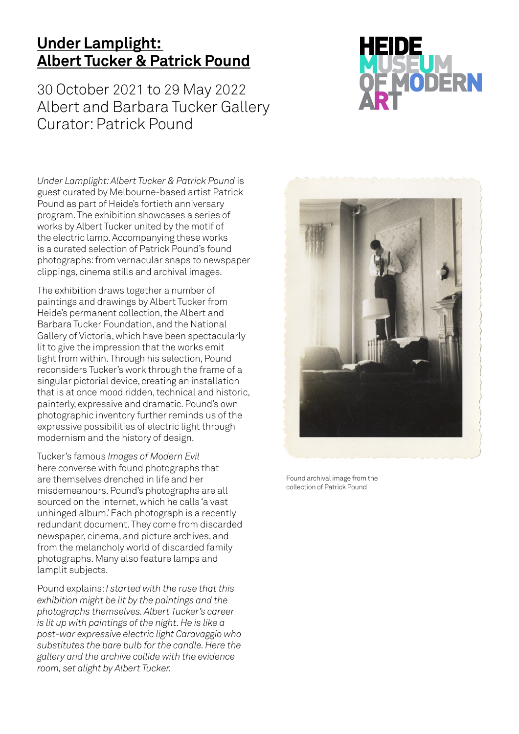# Under Lamplight: Albert Tucker & Patrick Pound

30 October 2021 to 29 May 2022
Albert and Barbara Tucker Gallery
Curator: Patrick Pound

HEIDE MUSEUM OF MODERN ART

*Under Lamplight: Albert Tucker & Patrick Pound* is guest curated by Melbourne-based artist Patrick Pound as part of Heide's fortieth anniversary program. The exhibition showcases a series of works by Albert Tucker united by the motif of the electric lamp. Accompanying these works is a curated selection of Patrick Pound's found photographs: from vernacular snaps to newspaper clippings, cinema stills and archival images.

The exhibition draws together a number of paintings and drawings by Albert Tucker from Heide's permanent collection, the Albert and Barbara Tucker Foundation, and the National Gallery of Victoria, which have been spectacularly lit to give the impression that the works emit light from within. Through his selection, Pound reconsiders Tucker's work through the frame of a singular pictorial device, creating an installation that is at once mood ridden, technical and historic, painterly, expressive and dramatic. Pound's own photographic inventory further reminds us of the expressive possibilities of electric light through modernism and the history of design.

Tucker's famous *Images of Modern Evil* here converse with found photographs that are themselves drenched in life and her misdemeanours. Pound's photographs are all sourced on the internet, which he calls 'a vast unhinged album.' Each photograph is a recently redundant document. They come from discarded newspaper, cinema, and picture archives, and from the melancholy world of discarded family photographs. Many also feature lamps and lamplit subjects.

Pound explains: *I started with the ruse that this exhibition might be lit by the paintings and the photographs themselves. Albert Tucker's career is lit up with paintings of the night. He is like a post-war expressive electric light Caravaggio who substitutes the bare bulb for the candle. Here the gallery and the archive collide with the evidence room, set alight by Albert Tucker.*

Found archival image from the collection of Patrick Pound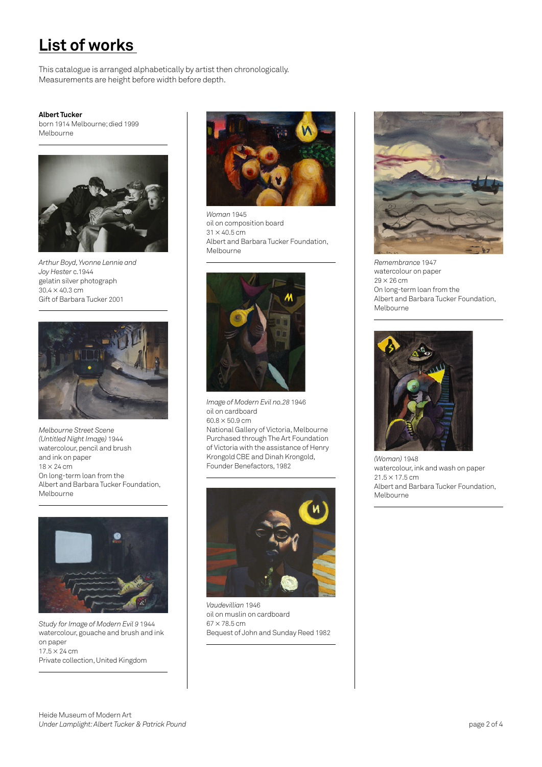# List of works

This catalogue is arranged alphabetically by artist then chronologically.
Measurements are height before width before depth.

**Albert Tucker**
born 1914 Melbourne; died 1999 Melbourne

*Arthur Boyd, Yvonne Lennie and Joy Hester* c.1944
gelatin silver photograph
30.4 × 40.3 cm
Gift of Barbara Tucker 2001

*Melbourne Street Scene (Untitled Night Image)* 1944
watercolour, pencil and brush and ink on paper
18 × 24 cm
On long-term loan from the Albert and Barbara Tucker Foundation, Melbourne

*Study for Image of Modern Evil 9* 1944
watercolour, gouache and brush and ink on paper
17.5 × 24 cm
Private collection, United Kingdom

*Woman* 1945
oil on composition board
31 × 40.5 cm
Albert and Barbara Tucker Foundation, Melbourne

*Image of Modern Evil no.28* 1946
oil on cardboard
60.8 × 50.9 cm
National Gallery of Victoria, Melbourne
Purchased through The Art Foundation of Victoria with the assistance of Henry Krongold CBE and Dinah Krongold, Founder Benefactors, 1982

*Vaudevillian* 1946
oil on muslin on cardboard
67 × 78.5 cm
Bequest of John and Sunday Reed 1982

*Remembrance* 1947
watercolour on paper
29 × 26 cm
On long-term loan from the Albert and Barbara Tucker Foundation, Melbourne

*(Woman)* 1948
watercolour, ink and wash on paper
21.5 × 17.5 cm
Albert and Barbara Tucker Foundation, Melbourne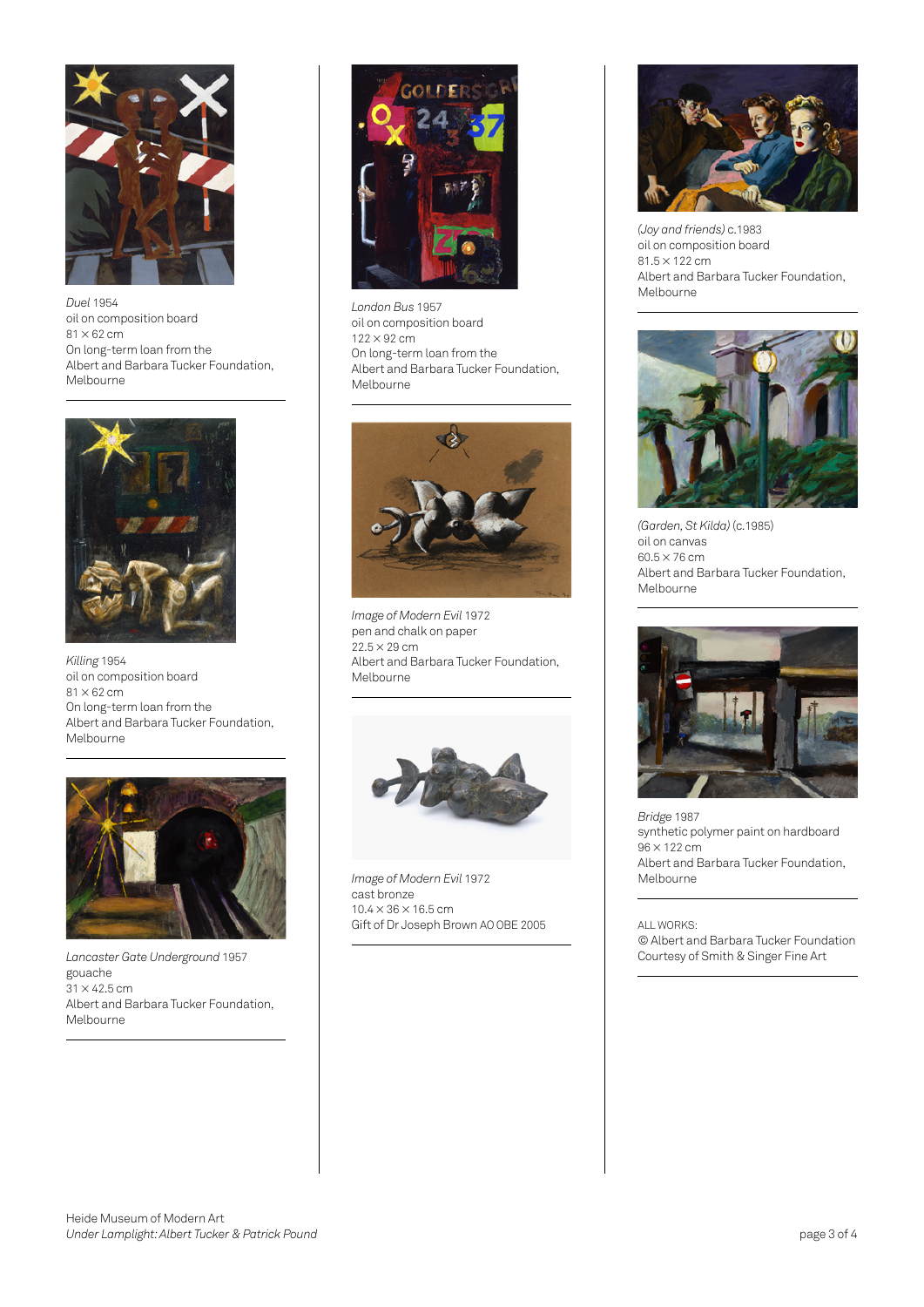*Duel* 1954
oil on composition board
81 × 62 cm
On long-term loan from the
Albert and Barbara Tucker Foundation,
Melbourne

*Killing* 1954
oil on composition board
81 × 62 cm
On long-term loan from the
Albert and Barbara Tucker Foundation,
Melbourne

*Lancaster Gate Underground* 1957
gouache
31 × 42.5 cm
Albert and Barbara Tucker Foundation,
Melbourne

*London Bus* 1957
oil on composition board
122 × 92 cm
On long-term loan from the
Albert and Barbara Tucker Foundation,
Melbourne

*Image of Modern Evil* 1972
pen and chalk on paper
22.5 × 29 cm
Albert and Barbara Tucker Foundation,
Melbourne

*Image of Modern Evil* 1972
cast bronze
10.4 × 36 × 16.5 cm
Gift of Dr Joseph Brown AO OBE 2005

*(Joy and friends)* c.1983
oil on composition board
81.5 × 122 cm
Albert and Barbara Tucker Foundation,
Melbourne

*(Garden, St Kilda)* (c.1985)
oil on canvas
60.5 × 76 cm
Albert and Barbara Tucker Foundation,
Melbourne

*Bridge* 1987
synthetic polymer paint on hardboard
96 × 122 cm
Albert and Barbara Tucker Foundation,
Melbourne

ALL WORKS:
© Albert and Barbara Tucker Foundation
Courtesy of Smith & Singer Fine Art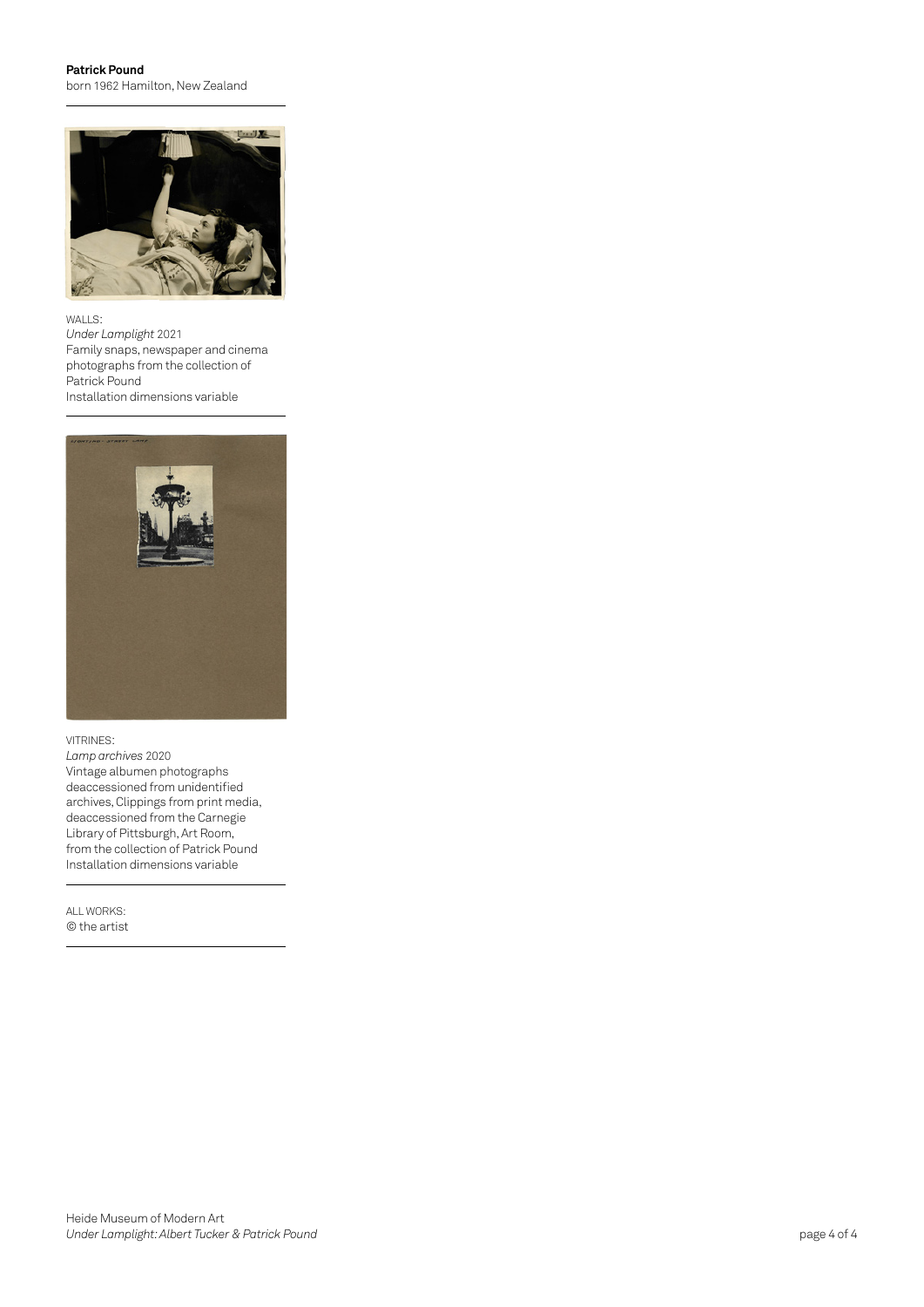**Patrick Pound**
born 1962 Hamilton, New Zealand

WALLS:
*Under Lamplight* 2021
Family snaps, newspaper and cinema photographs from the collection of Patrick Pound
Installation dimensions variable

VITRINES:
*Lamp archives* 2020
Vintage albumen photographs deaccessioned from unidentified archives, Clippings from print media, deaccessioned from the Carnegie Library of Pittsburgh, Art Room, from the collection of Patrick Pound
Installation dimensions variable

ALL WORKS:
© the artist